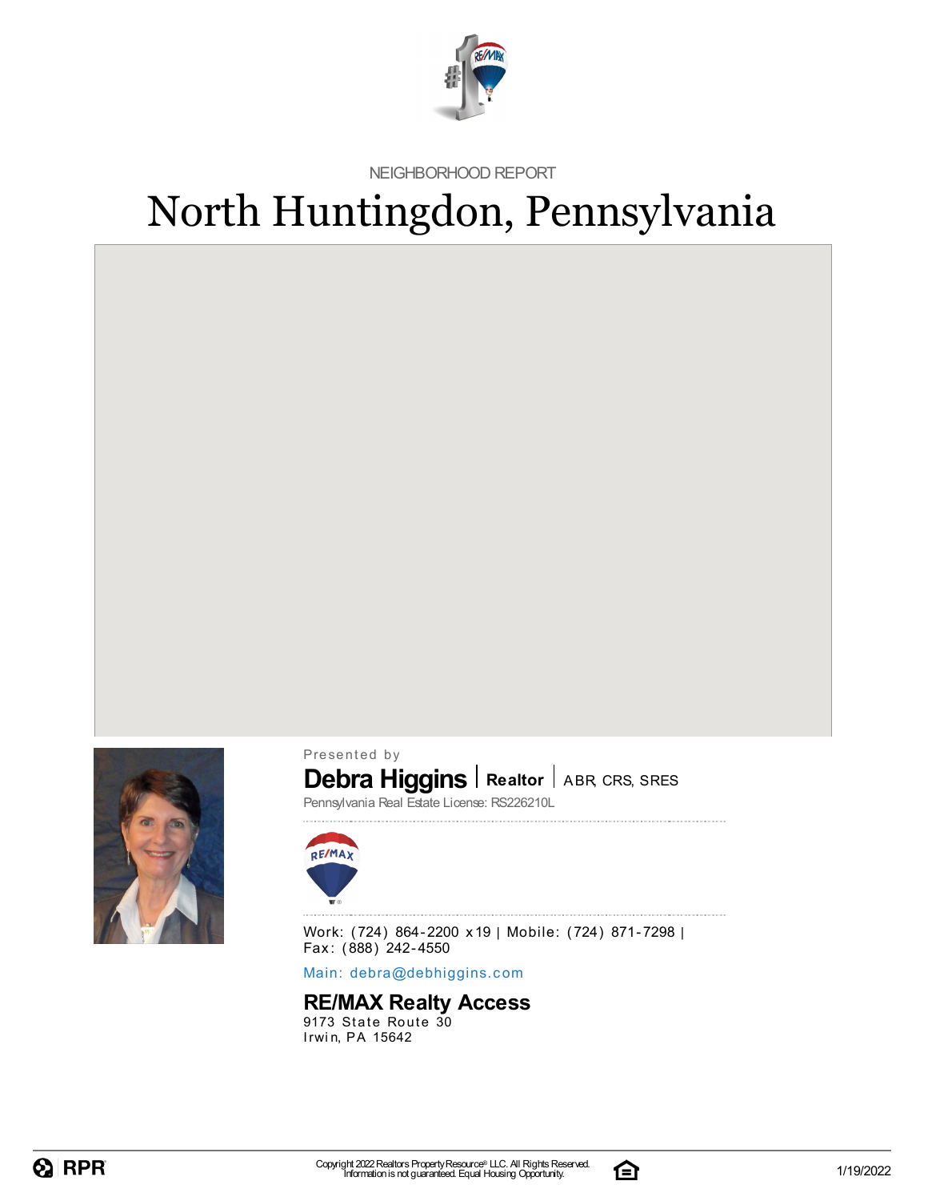NEIGHBORHOOD REPORT

# North Huntingdon, Pennsylvania

Presented by

**Debra Higgins** | **Realtor** | ABR, CRS, SRES

Pennsylvania Real Estate License: RS226210L

Work: (724) 864-2200 x19 | Mobile: (724) 871-7298 | Fax: (888) 242-4550

Main: debra@debhiggins.com

**RE/MAX Realty Access**

9173 State Route 30
Irwin, PA 15642

Copyright 2022 Realtors Property Resource® LLC. All Rights Reserved.
Information is not guaranteed. Equal Housing Opportunity.

1/19/2022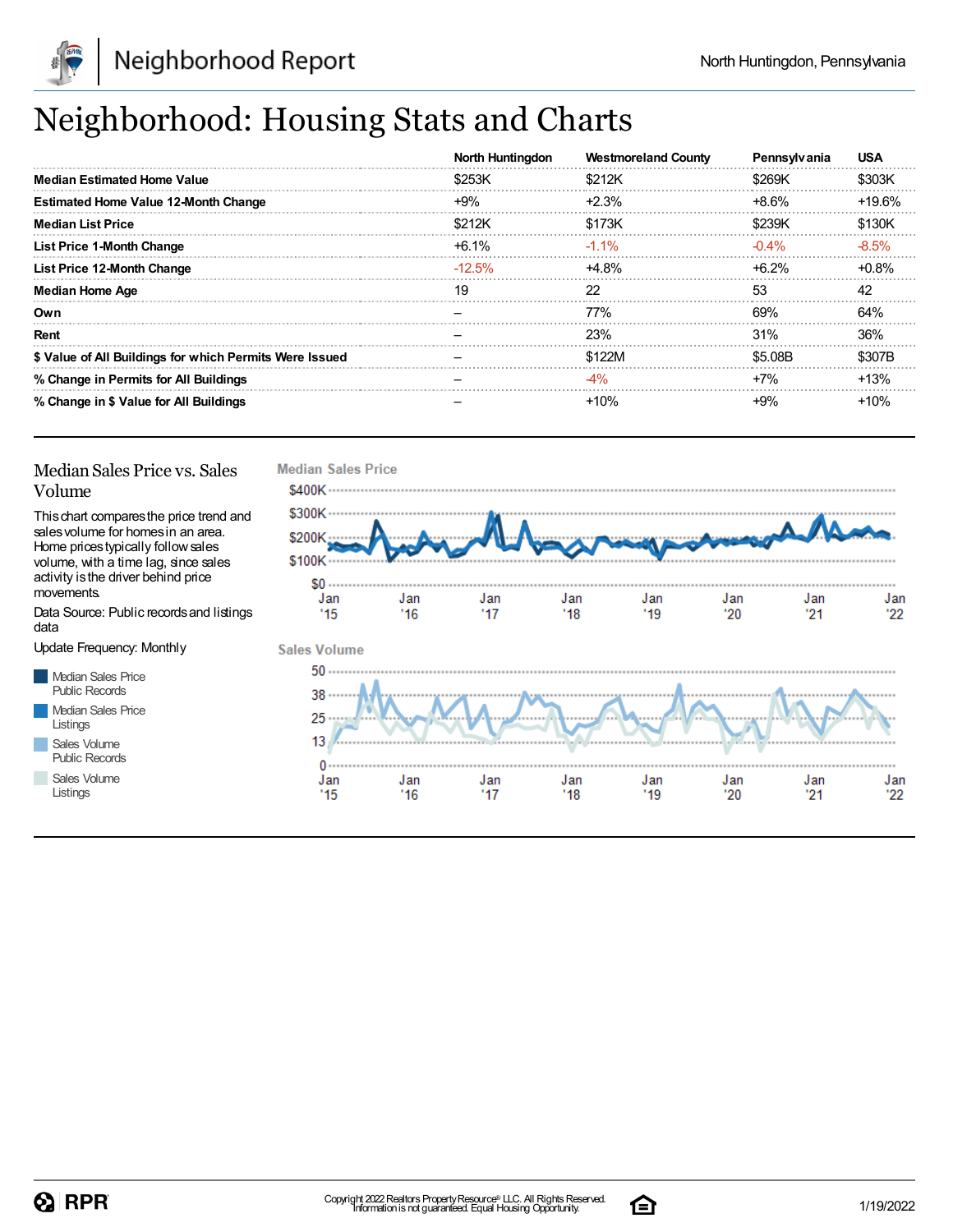# Neighborhood: Housing Stats and Charts

| | North Huntingdon | Westmoreland County | Pennsylvania | USA |
|---|---|---|---|---|
| **Median Estimated Home Value** | $253K | $212K | $269K | $303K |
| **Estimated Home Value 12-Month Change** | +9% | +2.3% | +8.6% | +19.6% |
| **Median List Price** | $212K | $173K | $239K | $130K |
| **List Price 1-Month Change** | +6.1% | -1.1% | -0.4% | -8.5% |
| **List Price 12-Month Change** | -12.5% | +4.8% | +6.2% | +0.8% |
| **Median Home Age** | 19 | 22 | 53 | 42 |
| **Own** | – | 77% | 69% | 64% |
| **Rent** | – | 23% | 31% | 36% |
| **$ Value of All Buildings for which Permits Were Issued** | – | $122M | $5.08B | $307B |
| **% Change in Permits for All Buildings** | – | -4% | +7% | +13% |
| **% Change in $ Value for All Buildings** | – | +10% | +9% | +10% |

## Median Sales Price vs. Sales Volume

This chart compares the price trend and sales volume for homes in an area. Home prices typically follow sales volume, with a time lag, since sales activity is the driver behind price movements.

Data Source: Public records and listings data

Update Frequency: Monthly

- Median Sales Price Public Records
- Median Sales Price Listings
- Sales Volume Public Records
- Sales Volume Listings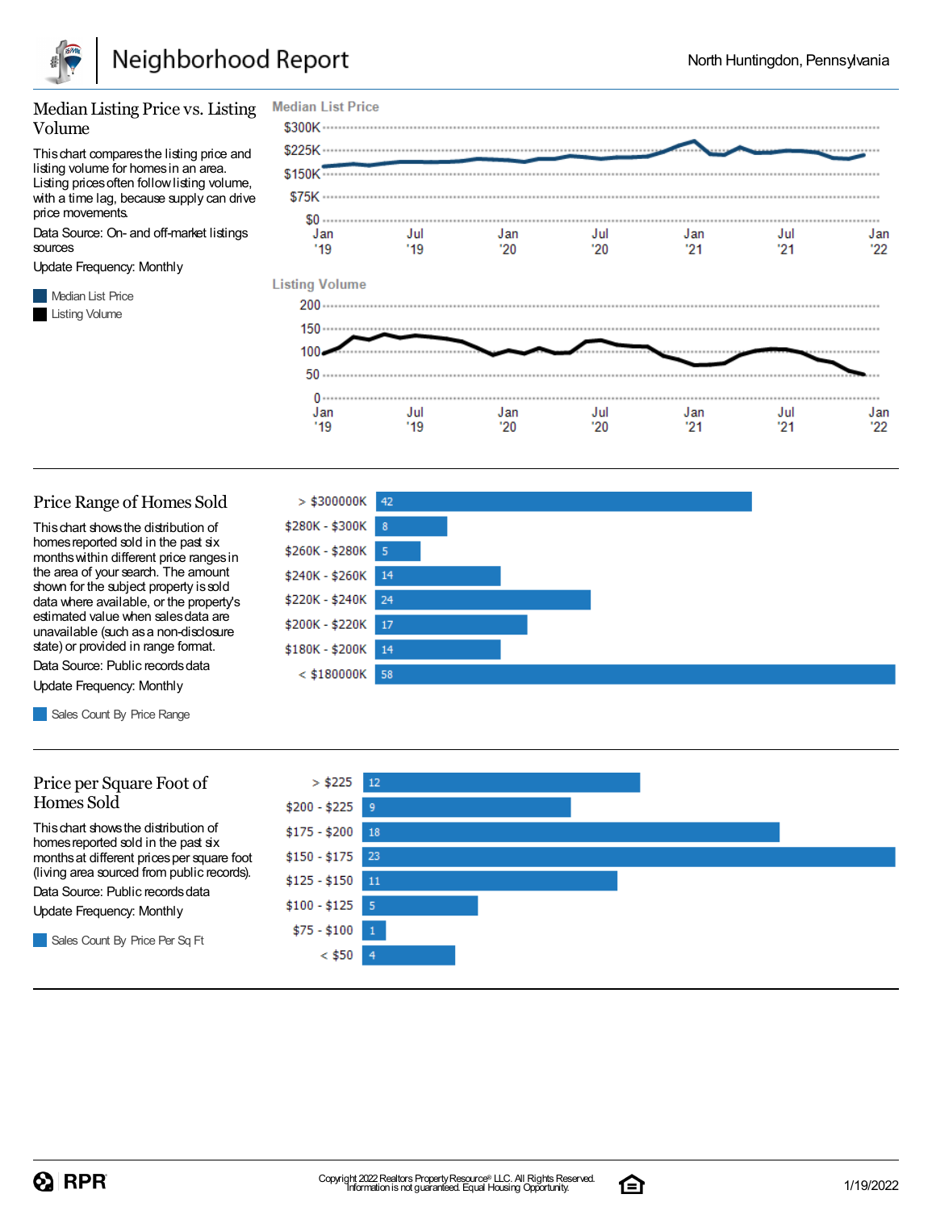## Median Listing Price vs. Listing Volume

This chart compares the listing price and listing volume for homes in an area. Listing prices often follow listing volume, with a time lag, because supply can drive price movements.

Data Source: On- and off-market listings sources

Update Frequency: Monthly

- Median List Price
- Listing Volume

**Median List Price**

$300K, $225K, $150K, $75K, $0

Jan '19, Jul '19, Jan '20, Jul '20, Jan '21, Jul '21, Jan '22

**Listing Volume**

200, 150, 100, 50, 0

Jan '19, Jul '19, Jan '20, Jul '20, Jan '21, Jul '21, Jan '22

## Price Range of Homes Sold

This chart shows the distribution of homes reported sold in the past six months within different price ranges in the area of your search. The amount shown for the subject property is sold data where available, or the property's estimated value when sales data are unavailable (such as a non-disclosure state) or provided in range format.

Data Source: Public records data

Update Frequency: Monthly

- Sales Count By Price Range

| Price Range | Sales Count |
|---|---|
| > $300000K | 42 |
| $280K - $300K | 8 |
| $260K - $280K | 5 |
| $240K - $260K | 14 |
| $220K - $240K | 24 |
| $200K - $220K | 17 |
| $180K - $200K | 14 |
| < $180000K | 58 |

## Price per Square Foot of Homes Sold

This chart shows the distribution of homes reported sold in the past six months at different prices per square foot (living area sourced from public records).

Data Source: Public records data

Update Frequency: Monthly

- Sales Count By Price Per Sq Ft

| Price Per Sq Ft | Sales Count |
|---|---|
| > $225 | 12 |
| $200 - $225 | 9 |
| $175 - $200 | 18 |
| $150 - $175 | 23 |
| $125 - $150 | 11 |
| $100 - $125 | 5 |
| $75 - $100 | 1 |
| < $50 | 4 |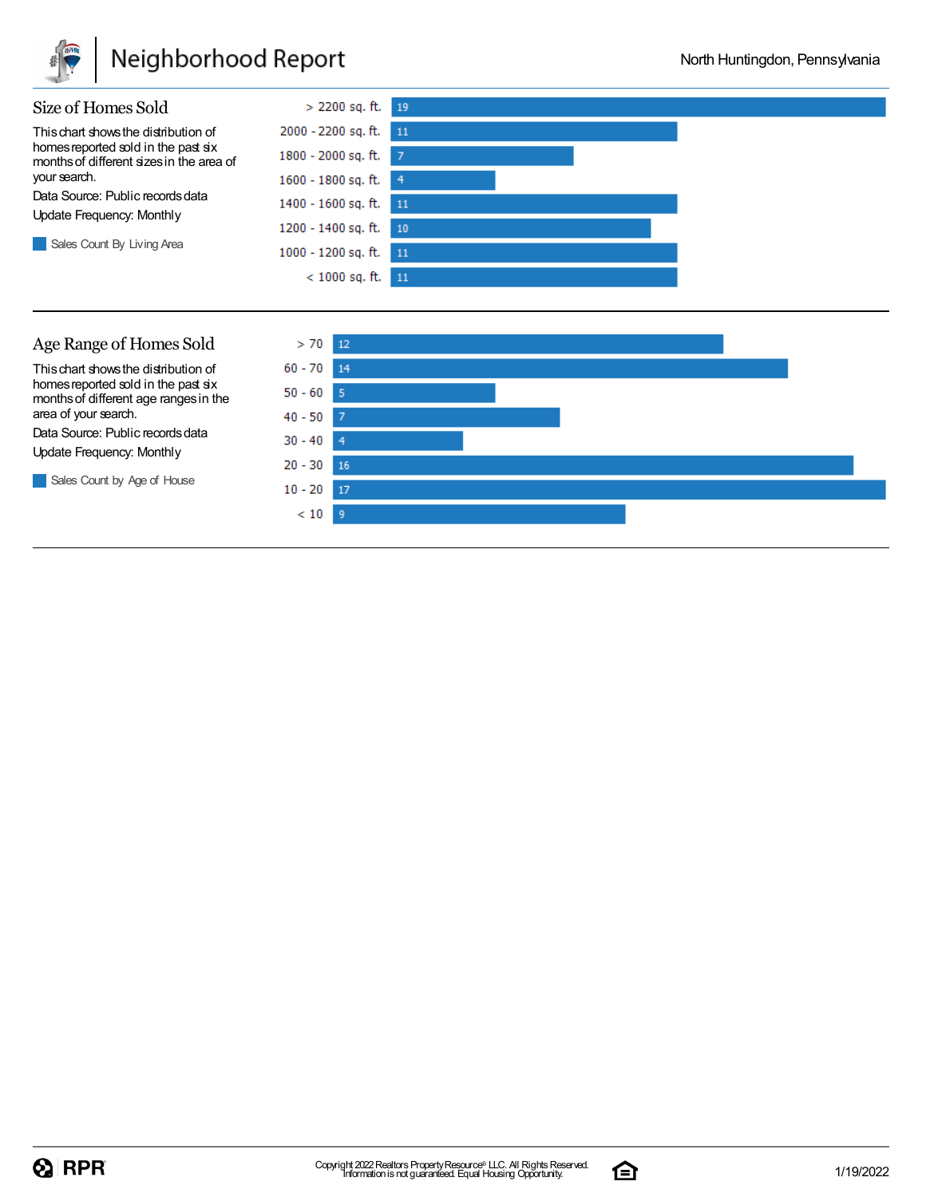## Size of Homes Sold

This chart shows the distribution of homes reported sold in the past six months of different sizes in the area of your search.

Data Source: Public records data

Update Frequency: Monthly

Sales Count By Living Area

| Living Area | Sales Count |
|---|---|
| > 2200 sq. ft. | 19 |
| 2000 - 2200 sq. ft. | 11 |
| 1800 - 2000 sq. ft. | 7 |
| 1600 - 1800 sq. ft. | 4 |
| 1400 - 1600 sq. ft. | 11 |
| 1200 - 1400 sq. ft. | 10 |
| 1000 - 1200 sq. ft. | 11 |
| < 1000 sq. ft. | 11 |

## Age Range of Homes Sold

This chart shows the distribution of homes reported sold in the past six months of different age ranges in the area of your search.

Data Source: Public records data

Update Frequency: Monthly

Sales Count by Age of House

| Age of House | Sales Count |
|---|---|
| > 70 | 12 |
| 60 - 70 | 14 |
| 50 - 60 | 5 |
| 40 - 50 | 7 |
| 30 - 40 | 4 |
| 20 - 30 | 16 |
| 10 - 20 | 17 |
| < 10 | 9 |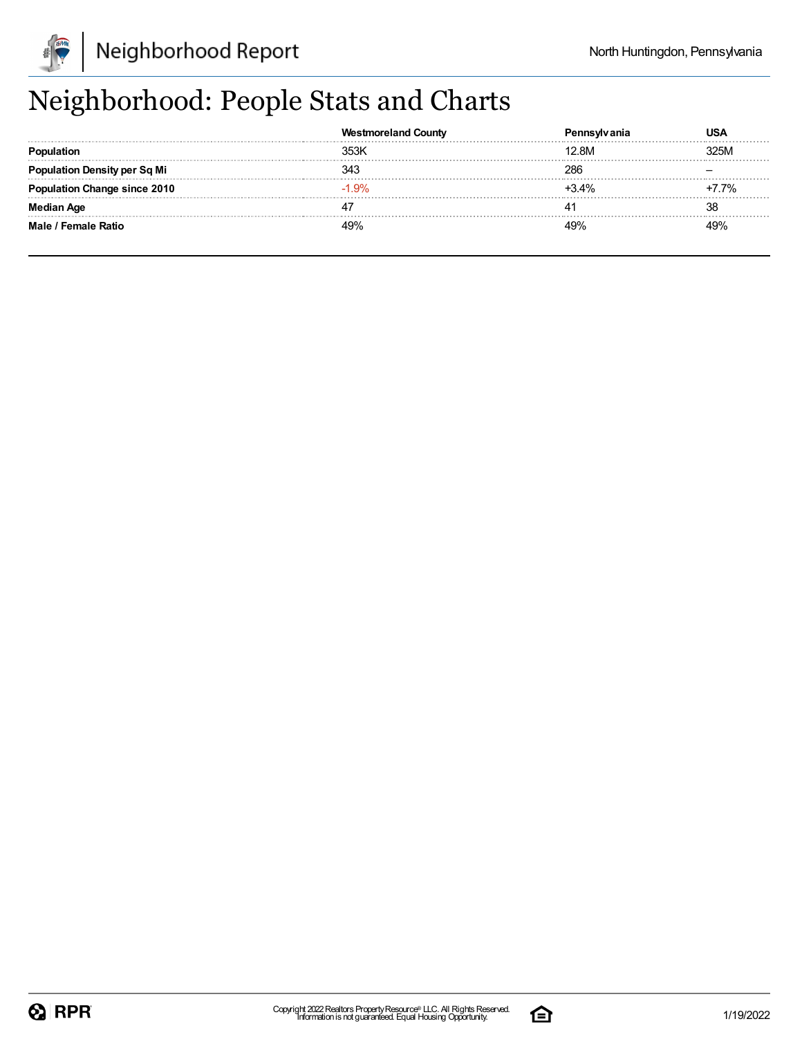# Neighborhood: People Stats and Charts

| | Westmoreland County | Pennsylvania | USA |
|---|---|---|---|
| **Population** | 353K | 12.8M | 325M |
| **Population Density per Sq Mi** | 343 | 286 | – |
| **Population Change since 2010** | -1.9% | +3.4% | +7.7% |
| **Median Age** | 47 | 41 | 38 |
| **Male / Female Ratio** | 49% | 49% | 49% |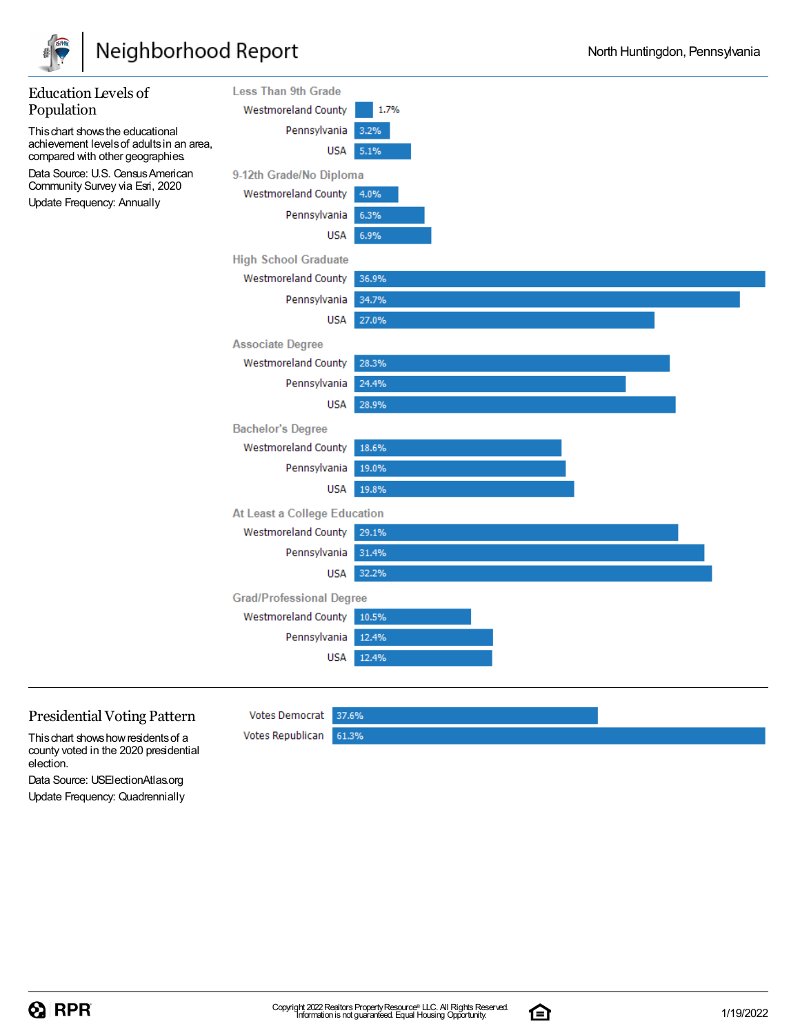## Education Levels of Population

This chart shows the educational achievement levels of adults in an area, compared with other geographies.

Data Source: U.S. Census American Community Survey via Esri, 2020

Update Frequency: Annually

| | Westmoreland County | Pennsylvania | USA |
|---|---|---|---|
| Less Than 9th Grade | 1.7% | 3.2% | 5.1% |
| 9-12th Grade/No Diploma | 4.0% | 6.3% | 6.9% |
| High School Graduate | 36.9% | 34.7% | 27.0% |
| Associate Degree | 28.3% | 24.4% | 28.9% |
| Bachelor's Degree | 18.6% | 19.0% | 19.8% |
| At Least a College Education | 29.1% | 31.4% | 32.2% |
| Grad/Professional Degree | 10.5% | 12.4% | 12.4% |

## Presidential Voting Pattern

This chart shows how residents of a county voted in the 2020 presidential election.

Data Source: USElectionAtlas.org

Update Frequency: Quadrennially

| | |
|---|---|
| Votes Democrat | 37.6% |
| Votes Republican | 61.3% |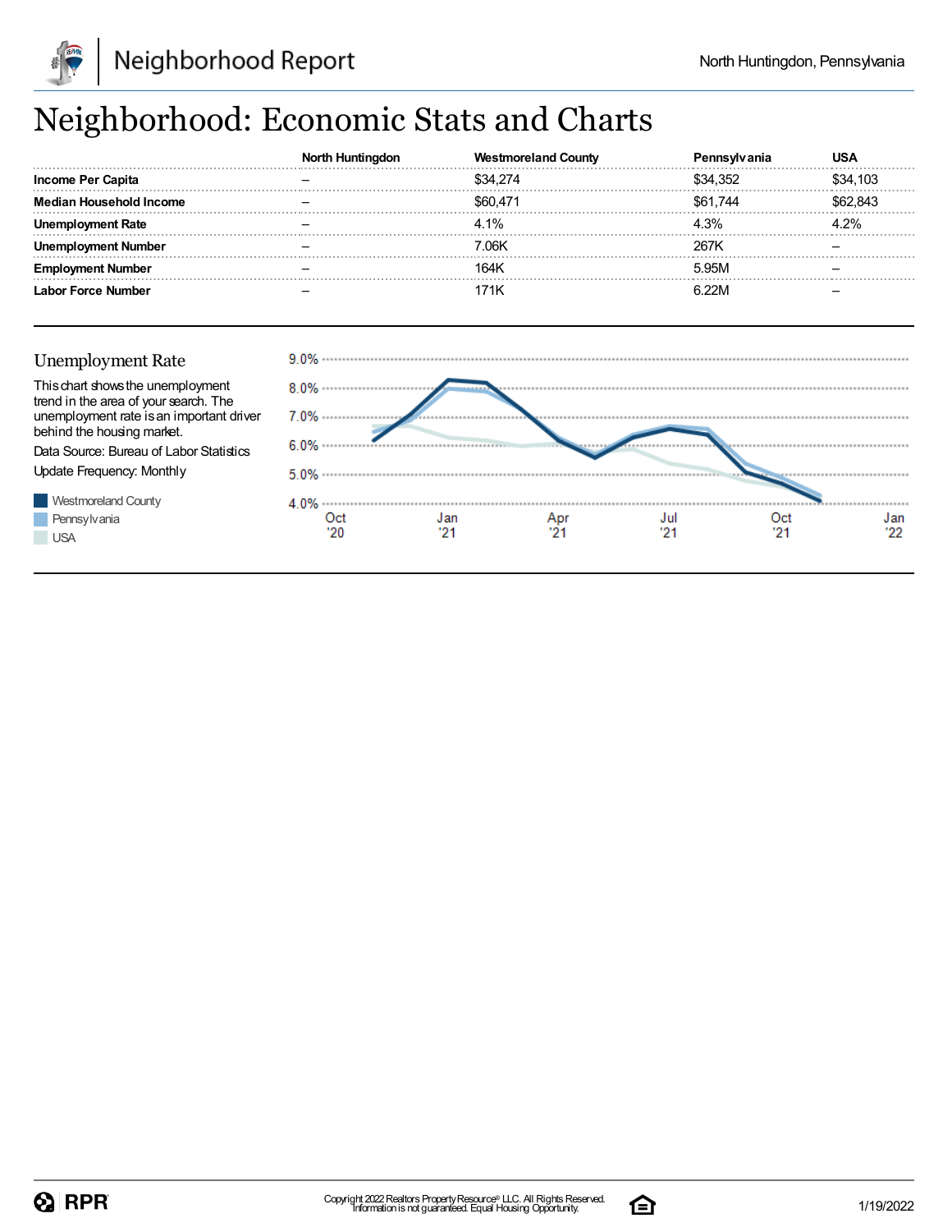# Neighborhood: Economic Stats and Charts

| | North Huntingdon | Westmoreland County | Pennsylvania | USA |
|---|---|---|---|---|
| **Income Per Capita** | – | $34,274 | $34,352 | $34,103 |
| **Median Household Income** | – | $60,471 | $61,744 | $62,843 |
| **Unemployment Rate** | – | 4.1% | 4.3% | 4.2% |
| **Unemployment Number** | – | 7.06K | 267K | – |
| **Employment Number** | – | 164K | 5.95M | – |
| **Labor Force Number** | – | 171K | 6.22M | – |

## Unemployment Rate

This chart shows the unemployment trend in the area of your search. The unemployment rate is an important driver behind the housing market.

Data Source: Bureau of Labor Statistics

Update Frequency: Monthly

Westmoreland County
Pennsylvania
USA

9.0%
8.0%
7.0%
6.0%
5.0%
4.0%

Oct '20 | Jan '21 | Apr '21 | Jul '21 | Oct '21 | Jan '22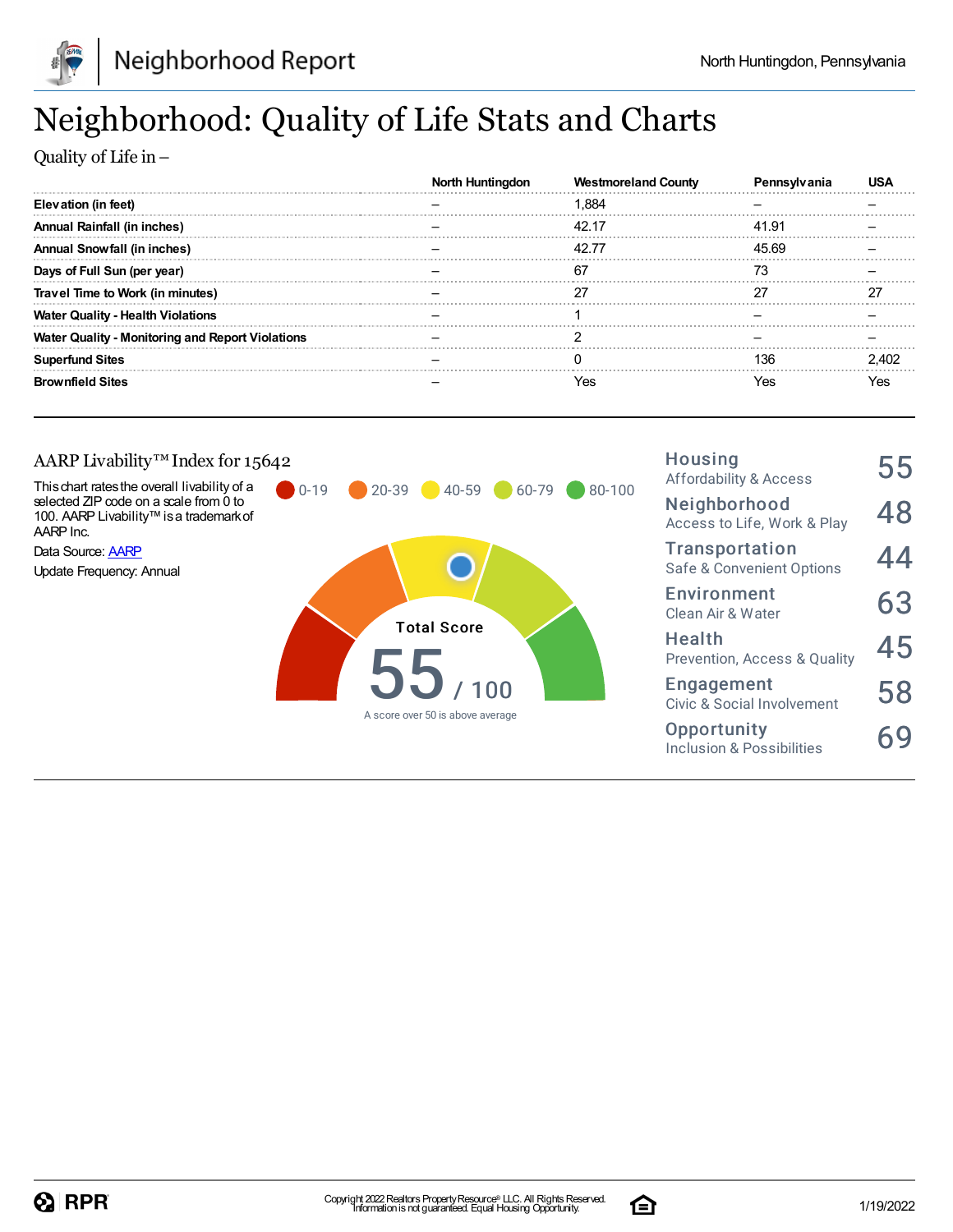# Neighborhood: Quality of Life Stats and Charts

Quality of Life in –

| | North Huntingdon | Westmoreland County | Pennsylvania | USA |
|---|---|---|---|---|
| **Elevation (in feet)** | – | 1,884 | – | – |
| **Annual Rainfall (in inches)** | – | 42.17 | 41.91 | – |
| **Annual Snowfall (in inches)** | – | 42.77 | 45.69 | – |
| **Days of Full Sun (per year)** | – | 67 | 73 | – |
| **Travel Time to Work (in minutes)** | – | 27 | 27 | 27 |
| **Water Quality - Health Violations** | – | 1 | – | – |
| **Water Quality - Monitoring and Report Violations** | – | 2 | – | – |
| **Superfund Sites** | – | 0 | 136 | 2,402 |
| **Brownfield Sites** | – | Yes | Yes | Yes |

## AARP Livability™ Index for 15642

This chart rates the overall livability of a selected ZIP code on a scale from 0 to 100. AARP Livability™ is a trademark of AARP Inc.

Data Source: AARP

Update Frequency: Annual

0-19 | 20-39 | 40-59 | 60-79 | 80-100

**Total Score**

**55** / 100

A score over 50 is above average

| Category | Score |
|---|---|
| **Housing** Affordability & Access | 55 |
| **Neighborhood** Access to Life, Work & Play | 48 |
| **Transportation** Safe & Convenient Options | 44 |
| **Environment** Clean Air & Water | 63 |
| **Health** Prevention, Access & Quality | 45 |
| **Engagement** Civic & Social Involvement | 58 |
| **Opportunity** Inclusion & Possibilities | 69 |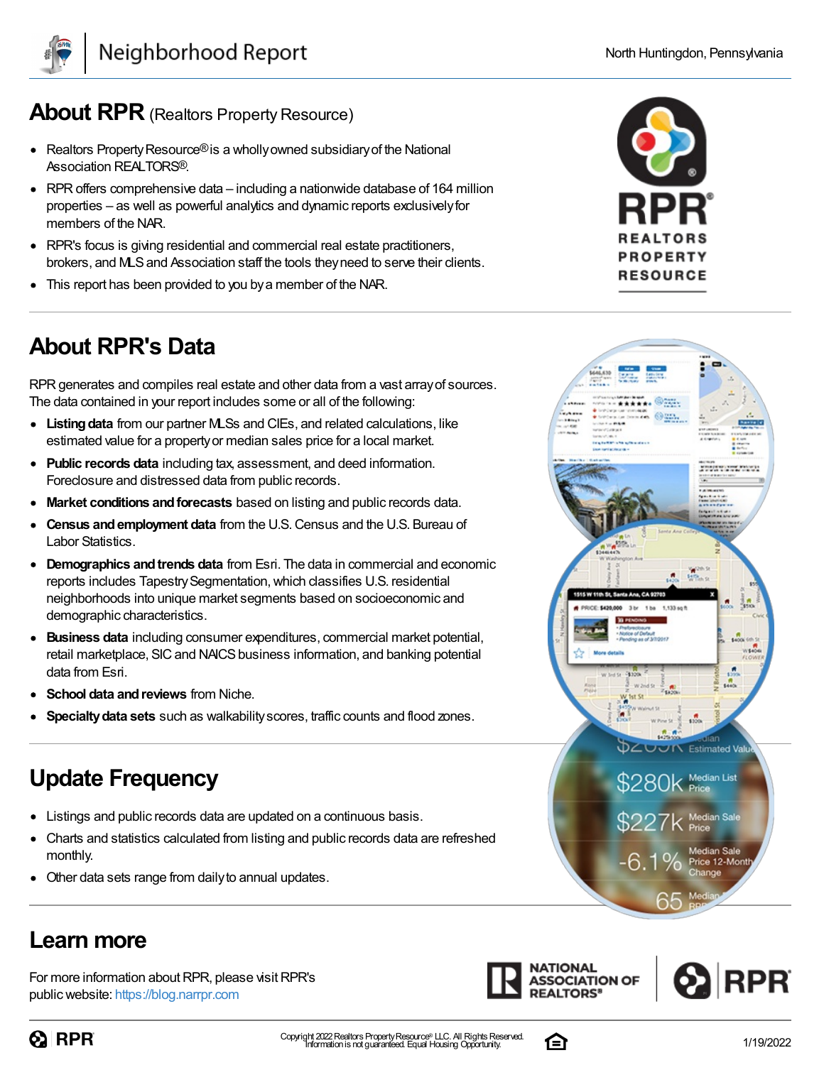## About RPR (Realtors Property Resource)

- Realtors Property Resource® is a wholly owned subsidiary of the National Association REALTORS®.
- RPR offers comprehensive data – including a nationwide database of 164 million properties – as well as powerful analytics and dynamic reports exclusively for members of the NAR.
- RPR's focus is giving residential and commercial real estate practitioners, brokers, and MLS and Association staff the tools they need to serve their clients.
- This report has been provided to you by a member of the NAR.

## About RPR's Data

RPR generates and compiles real estate and other data from a vast array of sources. The data contained in your report includes some or all of the following:

- **Listing data** from our partner MLSs and CIEs, and related calculations, like estimated value for a property or median sales price for a local market.
- **Public records data** including tax, assessment, and deed information. Foreclosure and distressed data from public records.
- **Market conditions and forecasts** based on listing and public records data.
- **Census and employment data** from the U.S. Census and the U.S. Bureau of Labor Statistics.
- **Demographics and trends data** from Esri. The data in commercial and economic reports includes Tapestry Segmentation, which classifies U.S. residential neighborhoods into unique market segments based on socioeconomic and demographic characteristics.
- **Business data** including consumer expenditures, commercial market potential, retail marketplace, SIC and NAICS business information, and banking potential data from Esri.
- **School data and reviews** from Niche.
- **Specialty data sets** such as walkability scores, traffic counts and flood zones.

## Update Frequency

- Listings and public records data are updated on a continuous basis.
- Charts and statistics calculated from listing and public records data are refreshed monthly.
- Other data sets range from daily to annual updates.

## Learn more

For more information about RPR, please visit RPR's public website: https://blog.narrpr.com

Copyright 2022 Realtors Property Resource® LLC. All Rights Reserved. Information is not guaranteed. Equal Housing Opportunity.